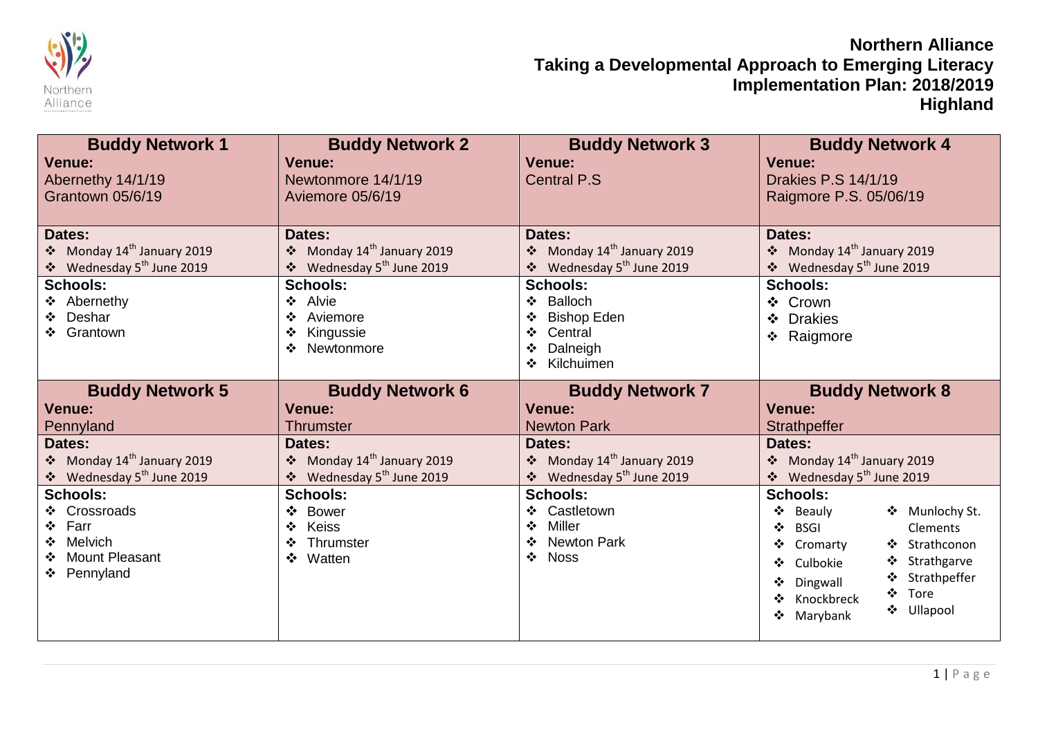# Northern Alliance
## Taking a Developmental Approach to Emerging Literacy
## Implementation Plan: 2018/2019
## Highland

| **Buddy Network 1** | **Buddy Network 2** | **Buddy Network 3** | **Buddy Network 4** |
|---|---|---|---|
| **Venue:**<br>Abernethy 14/1/19<br>Grantown 05/6/19 | **Venue:**<br>Newtonmore 14/1/19<br>Aviemore 05/6/19 | **Venue:**<br>Central P.S | **Venue:**<br>Drakies P.S 14/1/19<br>Raigmore P.S. 05/06/19 |
| **Dates:**<br>❖ Monday 14th January 2019<br>❖ Wednesday 5th June 2019 | **Dates:**<br>❖ Monday 14th January 2019<br>❖ Wednesday 5th June 2019 | **Dates:**<br>❖ Monday 14th January 2019<br>❖ Wednesday 5th June 2019 | **Dates:**<br>❖ Monday 14th January 2019<br>❖ Wednesday 5th June 2019 |
| **Schools:**<br>❖ Abernethy<br>❖ Deshar<br>❖ Grantown | **Schools:**<br>❖ Alvie<br>❖ Aviemore<br>❖ Kingussie<br>❖ Newtonmore | **Schools:**<br>❖ Balloch<br>❖ Bishop Eden<br>❖ Central<br>❖ Dalneigh<br>❖ Kilchuimen | **Schools:**<br>❖ Crown<br>❖ Drakies<br>❖ Raigmore |
| **Buddy Network 5** | **Buddy Network 6** | **Buddy Network 7** | **Buddy Network 8** |
| **Venue:**<br>Pennyland | **Venue:**<br>Thrumster | **Venue:**<br>Newton Park | **Venue:**<br>Strathpeffer |
| **Dates:**<br>❖ Monday 14th January 2019<br>❖ Wednesday 5th June 2019 | **Dates:**<br>❖ Monday 14th January 2019<br>❖ Wednesday 5th June 2019 | **Dates:**<br>❖ Monday 14th January 2019<br>❖ Wednesday 5th June 2019 | **Dates:**<br>❖ Monday 14th January 2019<br>❖ Wednesday 5th June 2019 |
| **Schools:**<br>❖ Crossroads<br>❖ Farr<br>❖ Melvich<br>❖ Mount Pleasant<br>❖ Pennyland | **Schools:**<br>❖ Bower<br>❖ Keiss<br>❖ Thrumster<br>❖ Watten | **Schools:**<br>❖ Castletown<br>❖ Miller<br>❖ Newton Park<br>❖ Noss | **Schools:**<br>❖ Beauly<br>❖ BSGI<br>❖ Cromarty<br>❖ Culbokie<br>❖ Dingwall<br>❖ Knockbreck<br>❖ Marybank<br>❖ Munlochy St. Clements<br>❖ Strathconon<br>❖ Strathgarve<br>❖ Strathpeffer<br>❖ Tore<br>❖ Ullapool |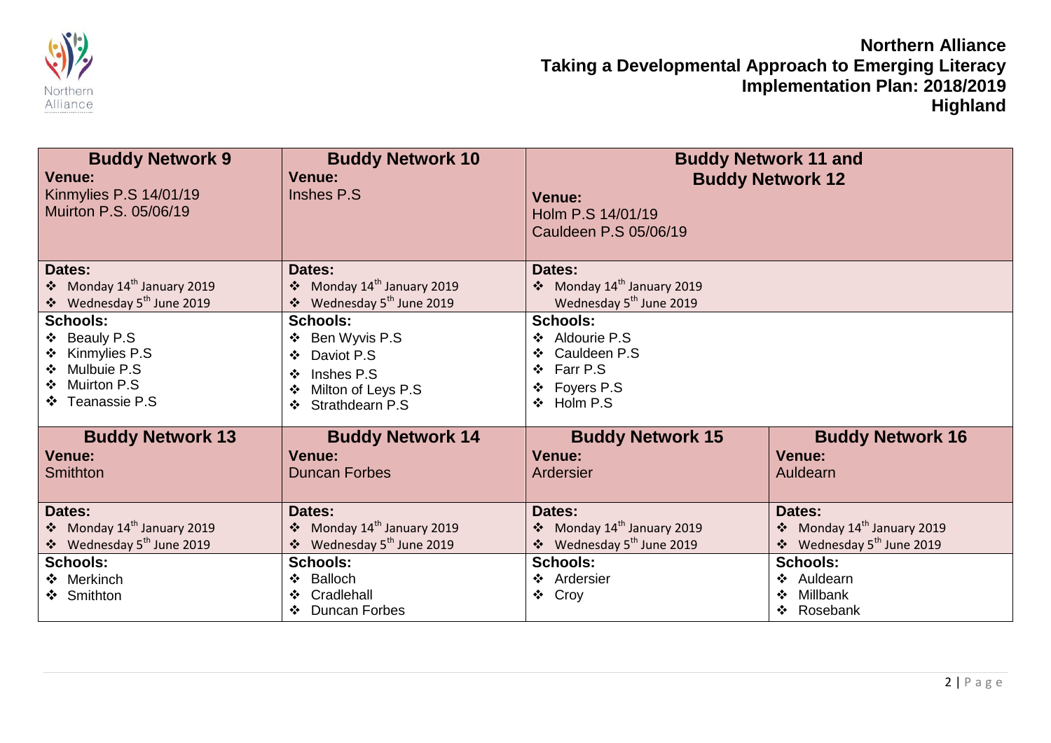**Northern Alliance**
**Taking a Developmental Approach to Emerging Literacy**
**Implementation Plan: 2018/2019**
**Highland**

| **Buddy Network 9** | **Buddy Network 10** | **Buddy Network 11 and Buddy Network 12** | |
|---|---|---|---|
| **Venue:**<br>Kinmylies P.S 14/01/19<br>Muirton P.S. 05/06/19 | **Venue:**<br>Inshes P.S | **Venue:**<br>Holm P.S 14/01/19<br>Cauldeen P.S 05/06/19 | |
| **Dates:**<br>❖ Monday 14th January 2019<br>❖ Wednesday 5th June 2019 | **Dates:**<br>❖ Monday 14th January 2019<br>❖ Wednesday 5th June 2019 | **Dates:**<br>❖ Monday 14th January 2019<br>Wednesday 5th June 2019 | |
| **Schools:**<br>❖ Beauly P.S<br>❖ Kinmylies P.S<br>❖ Mulbuie P.S<br>❖ Muirton P.S<br>❖ Teanassie P.S | **Schools:**<br>❖ Ben Wyvis P.S<br>❖ Daviot P.S<br>❖ Inshes P.S<br>❖ Milton of Leys P.S<br>❖ Strathdearn P.S | **Schools:**<br>❖ Aldourie P.S<br>❖ Cauldeen P.S<br>❖ Farr P.S<br>❖ Foyers P.S<br>❖ Holm P.S | |
| **Buddy Network 13** | **Buddy Network 14** | **Buddy Network 15** | **Buddy Network 16** |
| **Venue:**<br>Smithton | **Venue:**<br>Duncan Forbes | **Venue:**<br>Ardersier | **Venue:**<br>Auldearn |
| **Dates:**<br>❖ Monday 14th January 2019<br>❖ Wednesday 5th June 2019 | **Dates:**<br>❖ Monday 14th January 2019<br>❖ Wednesday 5th June 2019 | **Dates:**<br>❖ Monday 14th January 2019<br>❖ Wednesday 5th June 2019 | **Dates:**<br>❖ Monday 14th January 2019<br>❖ Wednesday 5th June 2019 |
| **Schools:**<br>❖ Merkinch<br>❖ Smithton | **Schools:**<br>❖ Balloch<br>❖ Cradlehall<br>❖ Duncan Forbes | **Schools:**<br>❖ Ardersier<br>❖ Croy | **Schools:**<br>❖ Auldearn<br>❖ Millbank<br>❖ Rosebank |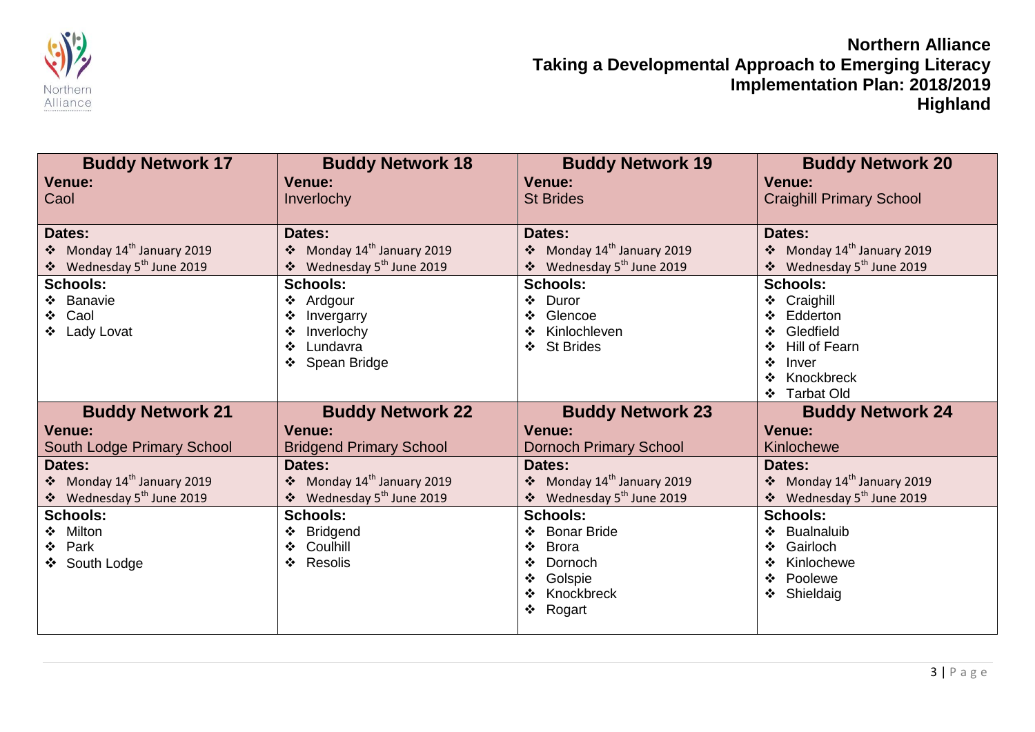**Northern Alliance**
**Taking a Developmental Approach to Emerging Literacy**
**Implementation Plan: 2018/2019**
**Highland**

| Buddy Network 17 | Buddy Network 18 | Buddy Network 19 | Buddy Network 20 |
|---|---|---|---|
| **Venue:** Caol | **Venue:** Inverlochy | **Venue:** St Brides | **Venue:** Craighill Primary School |
| **Dates:** ❖ Monday 14th January 2019 ❖ Wednesday 5th June 2019 | **Dates:** ❖ Monday 14th January 2019 ❖ Wednesday 5th June 2019 | **Dates:** ❖ Monday 14th January 2019 ❖ Wednesday 5th June 2019 | **Dates:** ❖ Monday 14th January 2019 ❖ Wednesday 5th June 2019 |
| **Schools:** ❖ Banavie ❖ Caol ❖ Lady Lovat | **Schools:** ❖ Ardgour ❖ Invergarry ❖ Inverlochy ❖ Lundavra ❖ Spean Bridge | **Schools:** ❖ Duror ❖ Glencoe ❖ Kinlochleven ❖ St Brides | **Schools:** ❖ Craighill ❖ Edderton ❖ Gledfield ❖ Hill of Fearn ❖ Inver ❖ Knockbreck ❖ Tarbat Old |
| **Buddy Network 21** | **Buddy Network 22** | **Buddy Network 23** | **Buddy Network 24** |
| **Venue:** South Lodge Primary School | **Venue:** Bridgend Primary School | **Venue:** Dornoch Primary School | **Venue:** Kinlochewe |
| **Dates:** ❖ Monday 14th January 2019 ❖ Wednesday 5th June 2019 | **Dates:** ❖ Monday 14th January 2019 ❖ Wednesday 5th June 2019 | **Dates:** ❖ Monday 14th January 2019 ❖ Wednesday 5th June 2019 | **Dates:** ❖ Monday 14th January 2019 ❖ Wednesday 5th June 2019 |
| **Schools:** ❖ Milton ❖ Park ❖ South Lodge | **Schools:** ❖ Bridgend ❖ Coulhill ❖ Resolis | **Schools:** ❖ Bonar Bride ❖ Brora ❖ Dornoch ❖ Golspie ❖ Knockbreck ❖ Rogart | **Schools:** ❖ Bualnaluib ❖ Gairloch ❖ Kinlochewe ❖ Poolewe ❖ Shieldaig |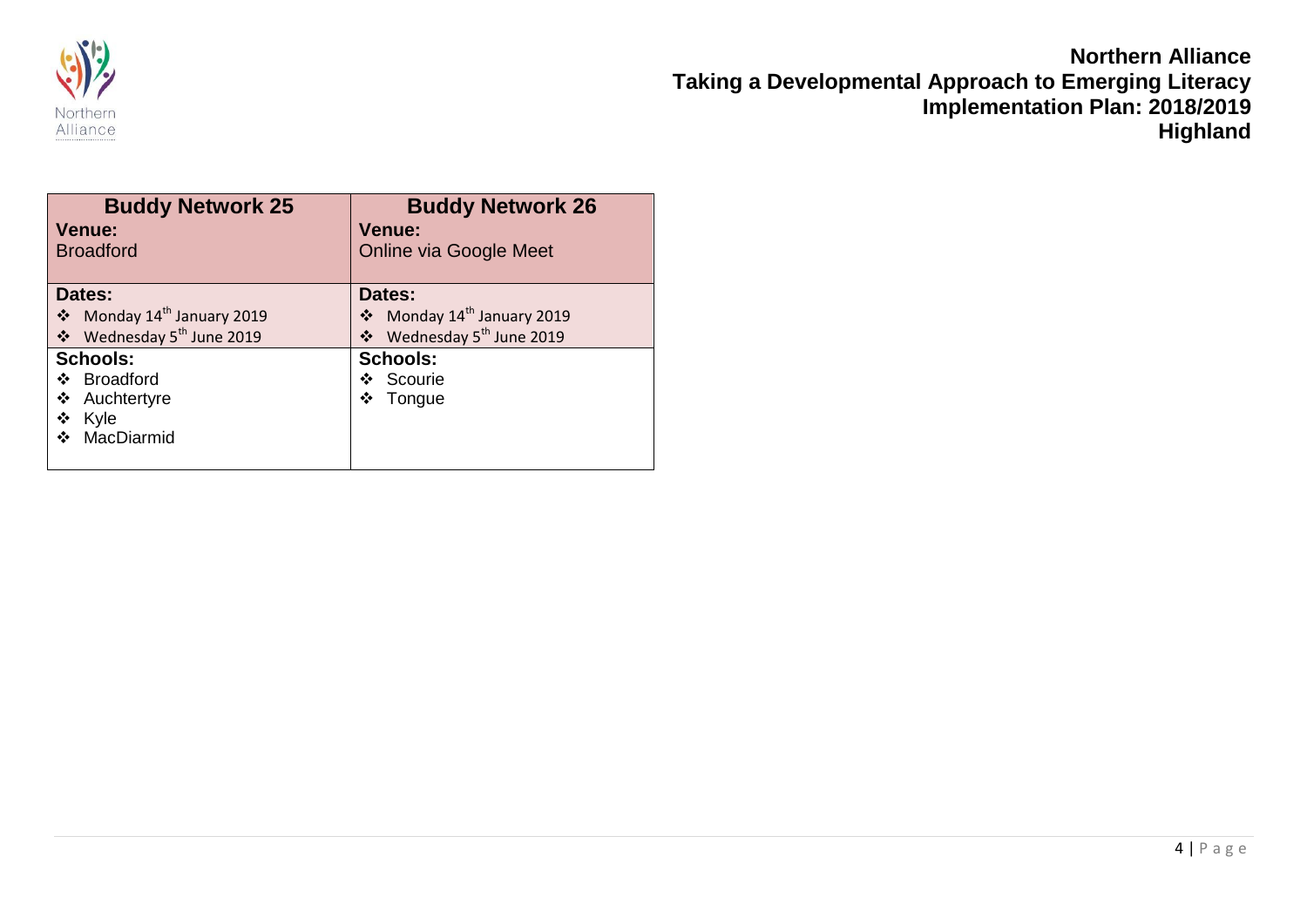**Northern Alliance**
**Taking a Developmental Approach to Emerging Literacy**
**Implementation Plan: 2018/2019**
**Highland**

| **Buddy Network 25** | **Buddy Network 26** |
|---|---|
| **Venue:**<br>Broadford | **Venue:**<br>Online via Google Meet |
| **Dates:**<br>❖ Monday 14th January 2019<br>❖ Wednesday 5th June 2019 | **Dates:**<br>❖ Monday 14th January 2019<br>❖ Wednesday 5th June 2019 |
| **Schools:**<br>❖ Broadford<br>❖ Auchtertyre<br>❖ Kyle<br>❖ MacDiarmid | **Schools:**<br>❖ Scourie<br>❖ Tongue |